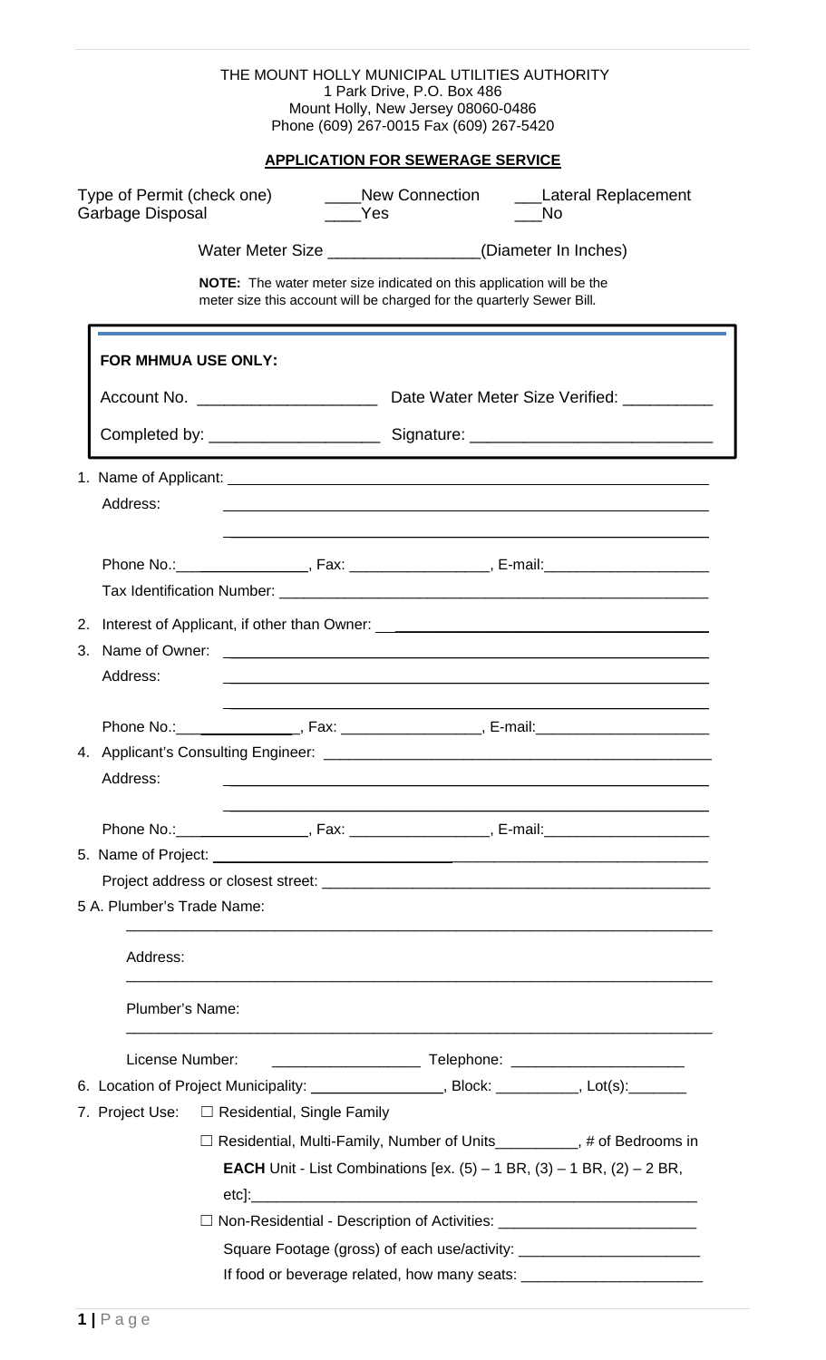THE MOUNT HOLLY MUNICIPAL UTILITIES AUTHORITY
1 Park Drive, P.O. Box 486
Mount Holly, New Jersey 08060-0486
Phone (609) 267-0015 Fax (609) 267-5420

## APPLICATION FOR SEWERAGE SERVICE

Type of Permit (check one) ____New Connection ___Lateral Replacement
Garbage Disposal ____Yes ___No

Water Meter Size ________________(Diameter In Inches)

**NOTE:** The water meter size indicated on this application will be the meter size this account will be charged for the quarterly Sewer Bill.

**FOR MHMUA USE ONLY:**

Account No. ____________________ Date Water Meter Size Verified: __________

Completed by: ___________________ Signature: ___________________________

1. Name of Applicant: ____________________________________________
   Address: ____________________________________________
   ____________________________________________
   Phone No.:________________, Fax: ________________, E-mail:___________________
   Tax Identification Number: ____________________________________________
2. Interest of Applicant, if other than Owner: ______________________________
3. Name of Owner: ____________________________________________
   Address: ____________________________________________
   ____________________________________________
   Phone No.:________________, Fax: ________________, E-mail:_____________________
4. Applicant's Consulting Engineer: ____________________________________________
   Address: ____________________________________________
   ____________________________________________
   Phone No.:________________, Fax: ________________, E-mail:___________________
5. Name of Project: ____________________________________________
   Project address or closest street: ____________________________________________

5 A. Plumber's Trade Name:
   ______________________________________________________________________
   Address:
   ______________________________________________________________________
   Plumber's Name:
   ______________________________________________________________________
   License Number: _________________ Telephone: ____________________

6. Location of Project Municipality: ________________, Block: __________, Lot(s):_______
7. Project Use: ☐ Residential, Single Family
   ☐ Residential, Multi-Family, Number of Units__________, # of Bedrooms in **EACH** Unit - List Combinations [ex. (5) – 1 BR, (3) – 1 BR, (2) – 2 BR, etc]:_______________________________________________
   ☐ Non-Residential - Description of Activities: _______________________
   Square Footage (gross) of each use/activity: _____________________
   If food or beverage related, how many seats: _____________________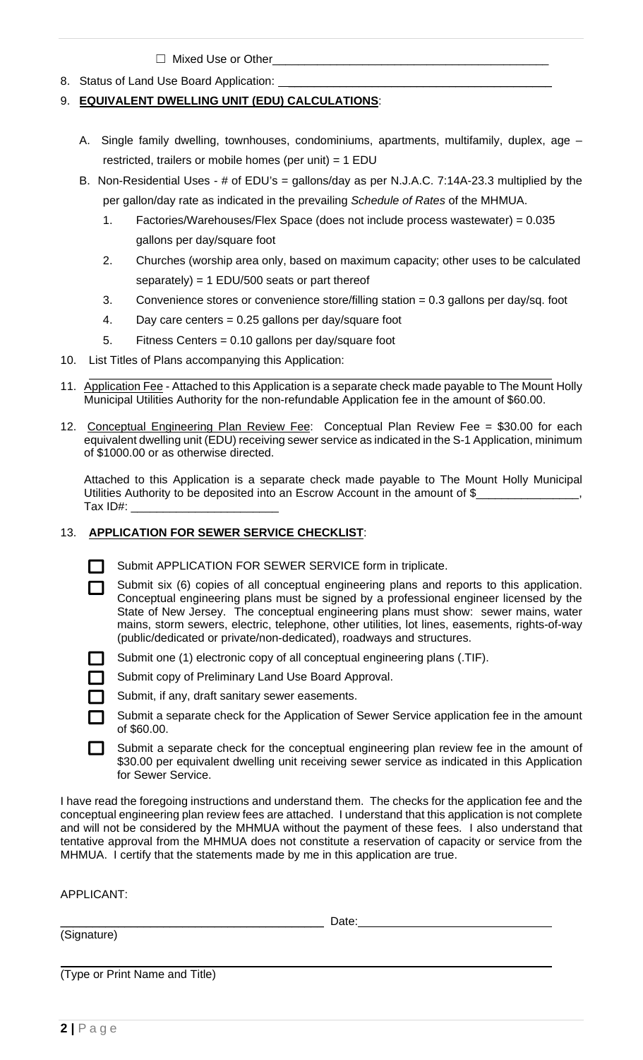☐ Mixed Use or Other___________________________________________

8. Status of Land Use Board Application: ___________________________________________

9. **EQUIVALENT DWELLING UNIT (EDU) CALCULATIONS**:

   A. Single family dwelling, townhouses, condominiums, apartments, multifamily, duplex, age – restricted, trailers or mobile homes (per unit) = 1 EDU

   B. Non-Residential Uses - # of EDU's = gallons/day as per N.J.A.C. 7:14A-23.3 multiplied by the per gallon/day rate as indicated in the prevailing *Schedule of Rates* of the MHMUA.

      1. Factories/Warehouses/Flex Space (does not include process wastewater) = 0.035 gallons per day/square foot
      2. Churches (worship area only, based on maximum capacity; other uses to be calculated separately) = 1 EDU/500 seats or part thereof
      3. Convenience stores or convenience store/filling station = 0.3 gallons per day/sq. foot
      4. Day care centers = 0.25 gallons per day/square foot
      5. Fitness Centers = 0.10 gallons per day/square foot

10. List Titles of Plans accompanying this Application: ___________________________________________

11. Application Fee - Attached to this Application is a separate check made payable to The Mount Holly Municipal Utilities Authority for the non-refundable Application fee in the amount of $60.00.

12. Conceptual Engineering Plan Review Fee: Conceptual Plan Review Fee = $30.00 for each equivalent dwelling unit (EDU) receiving sewer service as indicated in the S-1 Application, minimum of $1000.00 or as otherwise directed.

    Attached to this Application is a separate check made payable to The Mount Holly Municipal Utilities Authority to be deposited into an Escrow Account in the amount of $_______________, Tax ID#: ______________________

13. **APPLICATION FOR SEWER SERVICE CHECKLIST**:

- ☐ Submit APPLICATION FOR SEWER SERVICE form in triplicate.
- ☐ Submit six (6) copies of all conceptual engineering plans and reports to this application. Conceptual engineering plans must be signed by a professional engineer licensed by the State of New Jersey. The conceptual engineering plans must show: sewer mains, water mains, storm sewers, electric, telephone, other utilities, lot lines, easements, rights-of-way (public/dedicated or private/non-dedicated), roadways and structures.
- ☐ Submit one (1) electronic copy of all conceptual engineering plans (.TIF).
- ☐ Submit copy of Preliminary Land Use Board Approval.
- ☐ Submit, if any, draft sanitary sewer easements.
- ☐ Submit a separate check for the Application of Sewer Service application fee in the amount of $60.00.
- ☐ Submit a separate check for the conceptual engineering plan review fee in the amount of $30.00 per equivalent dwelling unit receiving sewer service as indicated in this Application for Sewer Service.

I have read the foregoing instructions and understand them. The checks for the application fee and the conceptual engineering plan review fees are attached. I understand that this application is not complete and will not be considered by the MHMUA without the payment of these fees. I also understand that tentative approval from the MHMUA does not constitute a reservation of capacity or service from the MHMUA. I certify that the statements made by me in this application are true.

APPLICANT:

________________________________________ Date: ______________________________

(Signature)

__________________________________________________________________________

(Type or Print Name and Title)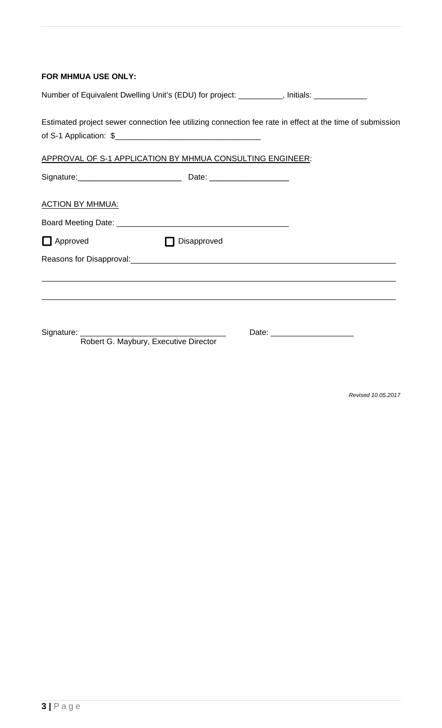**FOR MHMUA USE ONLY:**

Number of Equivalent Dwelling Unit's (EDU) for project: __________, Initials: ____________

Estimated project sewer connection fee utilizing connection fee rate in effect at the time of submission of S-1 Application: $________________________________

APPROVAL OF S-1 APPLICATION BY MHMUA CONSULTING ENGINEER:

Signature:_______________________ Date: __________________

ACTION BY MHMUA:

Board Meeting Date: ______________________________________

☐ Approved ☐ Disapproved

Reasons for Disapproval:_____________________________________________________________

______________________________________________________________________________

______________________________________________________________________________

Signature: ________________________________ Date: ___________________
Robert G. Maybury, Executive Director

*Revised 10.05.2017*